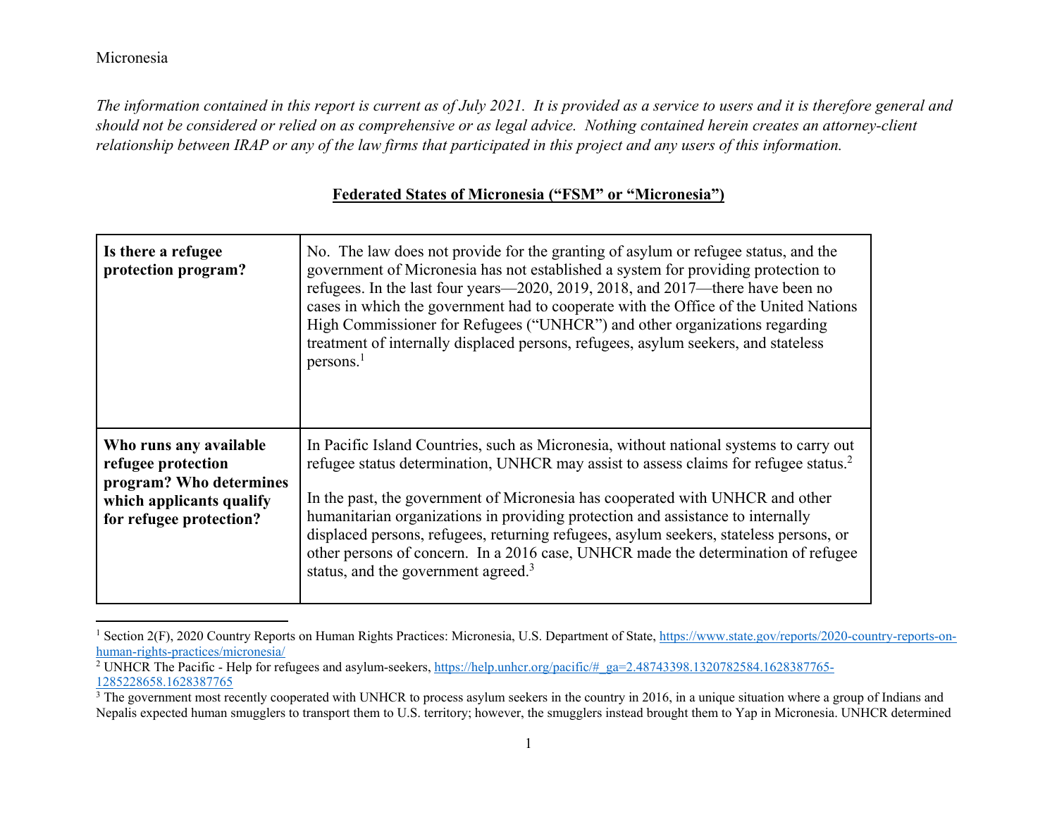Micronesia

*The information contained in this report is current as of July 2021. It is provided as a service to users and it is therefore general and should not be considered or relied on as comprehensive or as legal advice. Nothing contained herein creates an attorney-client relationship between IRAP or any of the law firms that participated in this project and any users of this information.*

## Federated States of Micronesia ("FSM" or "Micronesia")

| | |
|---|---|
| **Is there a refugee protection program?** | No. The law does not provide for the granting of asylum or refugee status, and the government of Micronesia has not established a system for providing protection to refugees. In the last four years—2020, 2019, 2018, and 2017—there have been no cases in which the government had to cooperate with the Office of the United Nations High Commissioner for Refugees ("UNHCR") and other organizations regarding treatment of internally displaced persons, refugees, asylum seekers, and stateless persons.[1] |
| **Who runs any available refugee protection program? Who determines which applicants qualify for refugee protection?** | In Pacific Island Countries, such as Micronesia, without national systems to carry out refugee status determination, UNHCR may assist to assess claims for refugee status.[2]<br><br>In the past, the government of Micronesia has cooperated with UNHCR and other humanitarian organizations in providing protection and assistance to internally displaced persons, refugees, returning refugees, asylum seekers, stateless persons, or other persons of concern. In a 2016 case, UNHCR made the determination of refugee status, and the government agreed.[3] |

[1] Section 2(F), 2020 Country Reports on Human Rights Practices: Micronesia, U.S. Department of State, https://www.state.gov/reports/2020-country-reports-on-human-rights-practices/micronesia/

[2] UNHCR The Pacific - Help for refugees and asylum-seekers, https://help.unhcr.org/pacific/#_ga=2.48743398.1320782584.1628387765-1285228658.1628387765

[3] The government most recently cooperated with UNHCR to process asylum seekers in the country in 2016, in a unique situation where a group of Indians and Nepalis expected human smugglers to transport them to U.S. territory; however, the smugglers instead brought them to Yap in Micronesia. UNHCR determined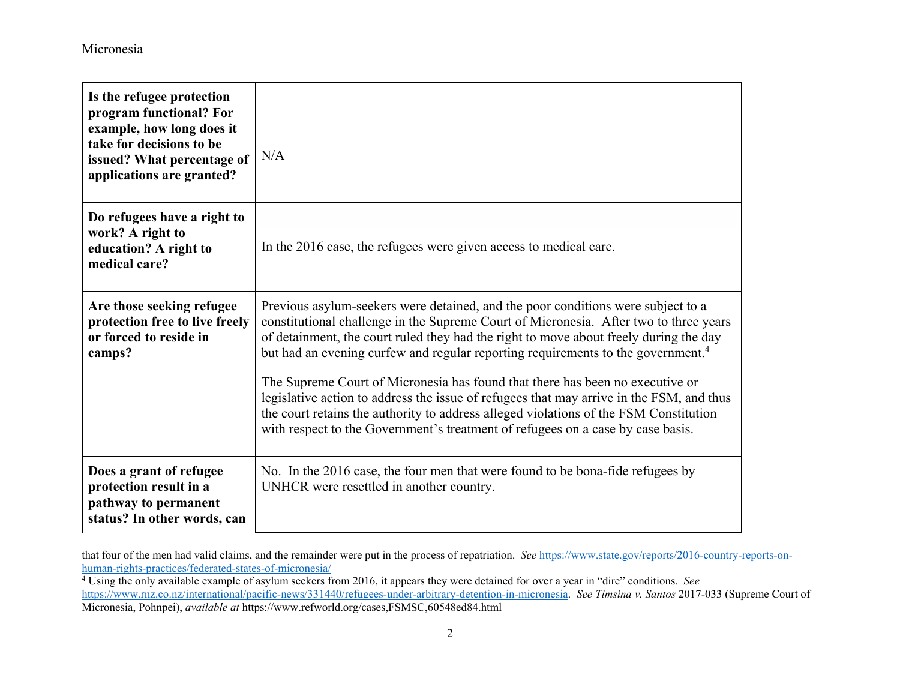| | |
|---|---|
| **Is the refugee protection program functional? For example, how long does it take for decisions to be issued? What percentage of applications are granted?** | N/A |
| **Do refugees have a right to work? A right to education? A right to medical care?** | In the 2016 case, the refugees were given access to medical care. |
| **Are those seeking refugee protection free to live freely or forced to reside in camps?** | Previous asylum-seekers were detained, and the poor conditions were subject to a constitutional challenge in the Supreme Court of Micronesia. After two to three years of detainment, the court ruled they had the right to move about freely during the day but had an evening curfew and regular reporting requirements to the government.[4]<br><br>The Supreme Court of Micronesia has found that there has been no executive or legislative action to address the issue of refugees that may arrive in the FSM, and thus the court retains the authority to address alleged violations of the FSM Constitution with respect to the Government's treatment of refugees on a case by case basis. |
| **Does a grant of refugee protection result in a pathway to permanent status? In other words, can** | No. In the 2016 case, the four men that were found to be bona-fide refugees by UNHCR were resettled in another country. |

that four of the men had valid claims, and the remainder were put in the process of repatriation. *See* https://www.state.gov/reports/2016-country-reports-on-human-rights-practices/federated-states-of-micronesia/

[4] Using the only available example of asylum seekers from 2016, it appears they were detained for over a year in "dire" conditions. *See* https://www.rnz.co.nz/international/pacific-news/331440/refugees-under-arbitrary-detention-in-micronesia. *See Timsina v. Santos* 2017-033 (Supreme Court of Micronesia, Pohnpei), *available at* https://www.refworld.org/cases,FSMSC,60548ed84.html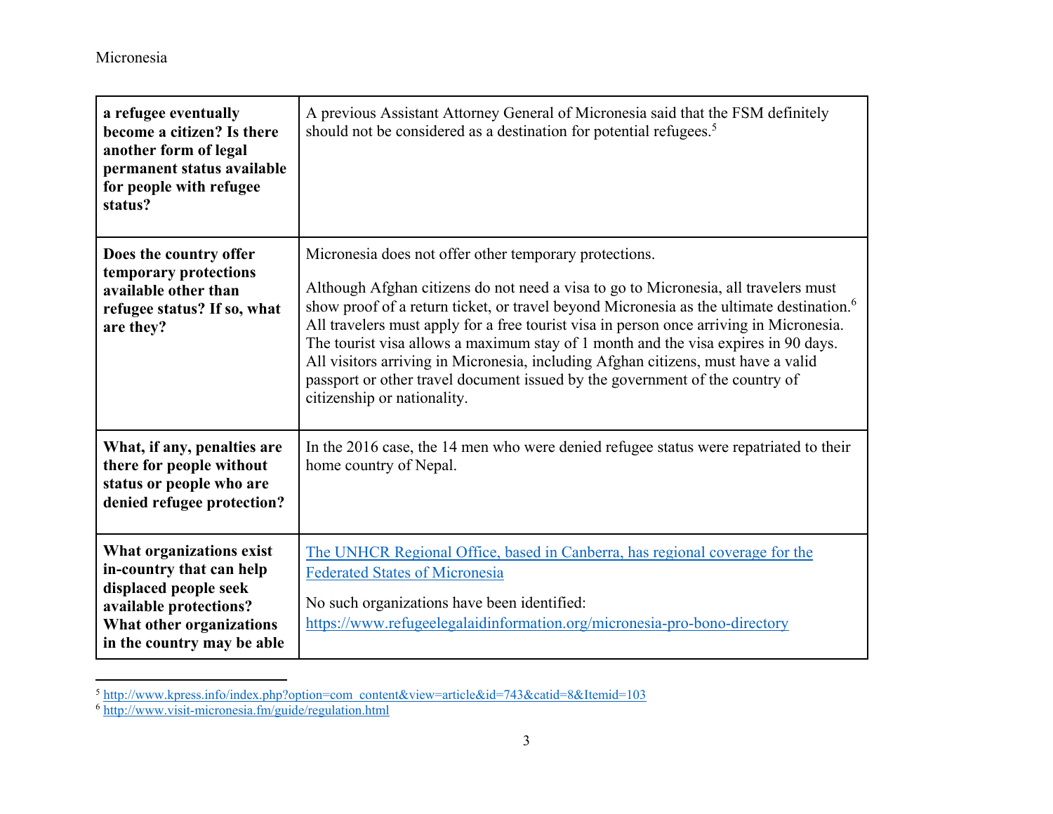| a refugee eventually become a citizen? Is there another form of legal permanent status available for people with refugee status? | A previous Assistant Attorney General of Micronesia said that the FSM definitely should not be considered as a destination for potential refugees.[5] |
|---|---|
| **Does the country offer temporary protections available other than refugee status? If so, what are they?** | Micronesia does not offer other temporary protections.<br><br>Although Afghan citizens do not need a visa to go to Micronesia, all travelers must show proof of a return ticket, or travel beyond Micronesia as the ultimate destination.[6] All travelers must apply for a free tourist visa in person once arriving in Micronesia. The tourist visa allows a maximum stay of 1 month and the visa expires in 90 days. All visitors arriving in Micronesia, including Afghan citizens, must have a valid passport or other travel document issued by the government of the country of citizenship or nationality. |
| **What, if any, penalties are there for people without status or people who are denied refugee protection?** | In the 2016 case, the 14 men who were denied refugee status were repatriated to their home country of Nepal. |
| **What organizations exist in-country that can help displaced people seek available protections? What other organizations in the country may be able** | The UNHCR Regional Office, based in Canberra, has regional coverage for the Federated States of Micronesia<br><br>No such organizations have been identified: https://www.refugeelegalaidinformation.org/micronesia-pro-bono-directory |

[5] http://www.kpress.info/index.php?option=com_content&view=article&id=743&catid=8&Itemid=103

[6] http://www.visit-micronesia.fm/guide/regulation.html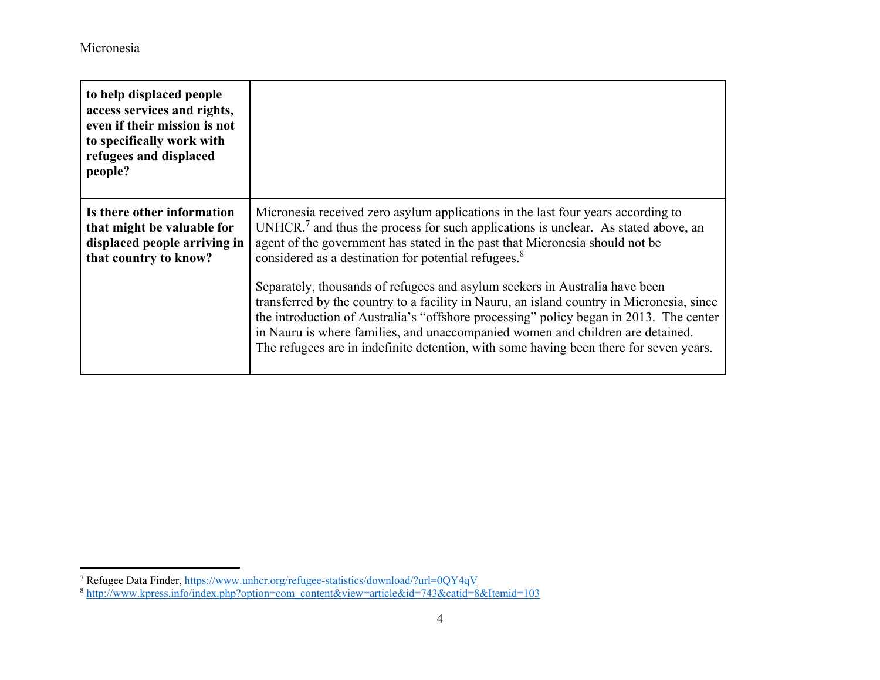| | |
|---|---|
| **to help displaced people access services and rights, even if their mission is not to specifically work with refugees and displaced people?** | |
| **Is there other information that might be valuable for displaced people arriving in that country to know?** | Micronesia received zero asylum applications in the last four years according to UNHCR,[7] and thus the process for such applications is unclear. As stated above, an agent of the government has stated in the past that Micronesia should not be considered as a destination for potential refugees.[8]<br><br>Separately, thousands of refugees and asylum seekers in Australia have been transferred by the country to a facility in Nauru, an island country in Micronesia, since the introduction of Australia's "offshore processing" policy began in 2013. The center in Nauru is where families, and unaccompanied women and children are detained. The refugees are in indefinite detention, with some having been there for seven years. |

[7] Refugee Data Finder, https://www.unhcr.org/refugee-statistics/download/?url=0QY4qV

[8] http://www.kpress.info/index.php?option=com_content&view=article&id=743&catid=8&Itemid=103